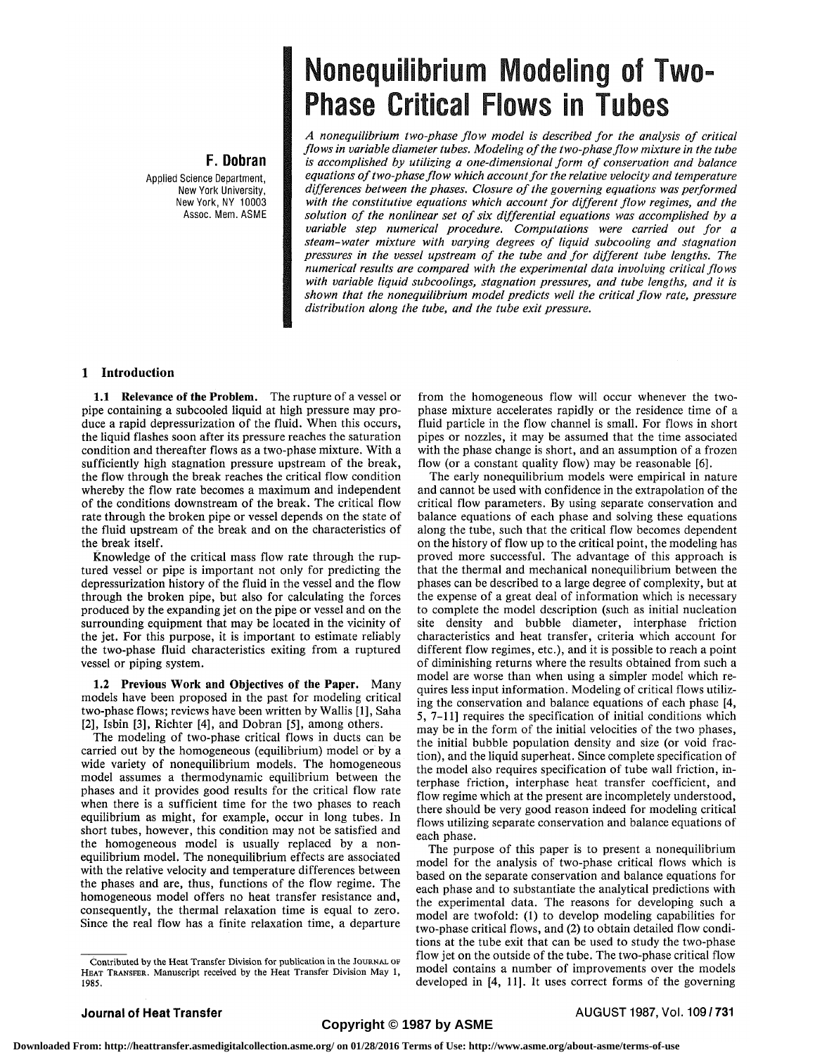# Nonequilibrium Modeling of Two-Phase Critical Flows in Tubes

**F. Dobran**

Applied Science Department,
New York University,
New York, NY 10003
Assoc. Mem. ASME

*A nonequilibrium two-phase flow model is described for the analysis of critical flows in variable diameter tubes. Modeling of the two-phase flow mixture in the tube is accomplished by utilizing a one-dimensional form of conservation and balance equations of two-phase flow which account for the relative velocity and temperature differences between the phases. Closure of the governing equations was performed with the constitutive equations which account for different flow regimes, and the solution of the nonlinear set of six differential equations was accomplished by a variable step numerical procedure. Computations were carried out for a steam-water mixture with varying degrees of liquid subcooling and stagnation pressures in the vessel upstream of the tube and for different tube lengths. The numerical results are compared with the experimental data involving critical flows with variable liquid subcoolings, stagnation pressures, and tube lengths, and it is shown that the nonequilibrium model predicts well the critical flow rate, pressure distribution along the tube, and the tube exit pressure.*

## 1 Introduction

**1.1 Relevance of the Problem.** The rupture of a vessel or pipe containing a subcooled liquid at high pressure may produce a rapid depressurization of the fluid. When this occurs, the liquid flashes soon after its pressure reaches the saturation condition and thereafter flows as a two-phase mixture. With a sufficiently high stagnation pressure upstream of the break, the flow through the break reaches the critical flow condition whereby the flow rate becomes a maximum and independent of the conditions downstream of the break. The critical flow rate through the broken pipe or vessel depends on the state of the fluid upstream of the break and on the characteristics of the break itself.

Knowledge of the critical mass flow rate through the ruptured vessel or pipe is important not only for predicting the depressurization history of the fluid in the vessel and the flow through the broken pipe, but also for calculating the forces produced by the expanding jet on the pipe or vessel and on the surrounding equipment that may be located in the vicinity of the jet. For this purpose, it is important to estimate reliably the two-phase fluid characteristics exiting from a ruptured vessel or piping system.

**1.2 Previous Work and Objectives of the Paper.** Many models have been proposed in the past for modeling critical two-phase flows; reviews have been written by Wallis [1], Saha [2], Isbin [3], Richter [4], and Dobran [5], among others.

The modeling of two-phase critical flows in ducts can be carried out by the homogeneous (equilibrium) model or by a wide variety of nonequilibrium models. The homogeneous model assumes a thermodynamic equilibrium between the phases and it provides good results for the critical flow rate when there is a sufficient time for the two phases to reach equilibrium as might, for example, occur in long tubes. In short tubes, however, this condition may not be satisfied and the homogeneous model is usually replaced by a nonequilibrium model. The nonequilibrium effects are associated with the relative velocity and temperature differences between the phases and are, thus, functions of the flow regime. The homogeneous model offers no heat transfer resistance and, consequently, the thermal relaxation time is equal to zero. Since the real flow has a finite relaxation time, a departure from the homogeneous flow will occur whenever the two-phase mixture accelerates rapidly or the residence time of a fluid particle in the flow channel is small. For flows in short pipes or nozzles, it may be assumed that the time associated with the phase change is short, and an assumption of a frozen flow (or a constant quality flow) may be reasonable [6].

The early nonequilibrium models were empirical in nature and cannot be used with confidence in the extrapolation of the critical flow parameters. By using separate conservation and balance equations of each phase and solving these equations along the tube, such that the critical flow becomes dependent on the history of flow up to the critical point, the modeling has proved more successful. The advantage of this approach is that the thermal and mechanical nonequilibrium between the phases can be described to a large degree of complexity, but at the expense of a great deal of information which is necessary to complete the model description (such as initial nucleation site density and bubble diameter, interphase friction characteristics and heat transfer, criteria which account for different flow regimes, etc.), and it is possible to reach a point of diminishing returns where the results obtained from such a model are worse than when using a simpler model which requires less input information. Modeling of critical flows utilizing the conservation and balance equations of each phase [4, 5, 7–11] requires the specification of initial conditions which may be in the form of the initial velocities of the two phases, the initial bubble population density and size (or void fraction), and the liquid superheat. Since complete specification of the model also requires specification of tube wall friction, interphase friction, interphase heat transfer coefficient, and flow regime which at the present are incompletely understood, there should be very good reason indeed for modeling critical flows utilizing separate conservation and balance equations of each phase.

The purpose of this paper is to present a nonequilibrium model for the analysis of two-phase critical flows which is based on the separate conservation and balance equations for each phase and to substantiate the analytical predictions with the experimental data. The reasons for developing such a model are twofold: (1) to develop modeling capabilities for two-phase critical flows, and (2) to obtain detailed flow conditions at the tube exit that can be used to study the two-phase flow jet on the outside of the tube. The two-phase critical flow model contains a number of improvements over the models developed in [4, 11]. It uses correct forms of the governing

Contributed by the Heat Transfer Division for publication in the JOURNAL OF HEAT TRANSFER. Manuscript received by the Heat Transfer Division May 1, 1985.

Copyright © 1987 by ASME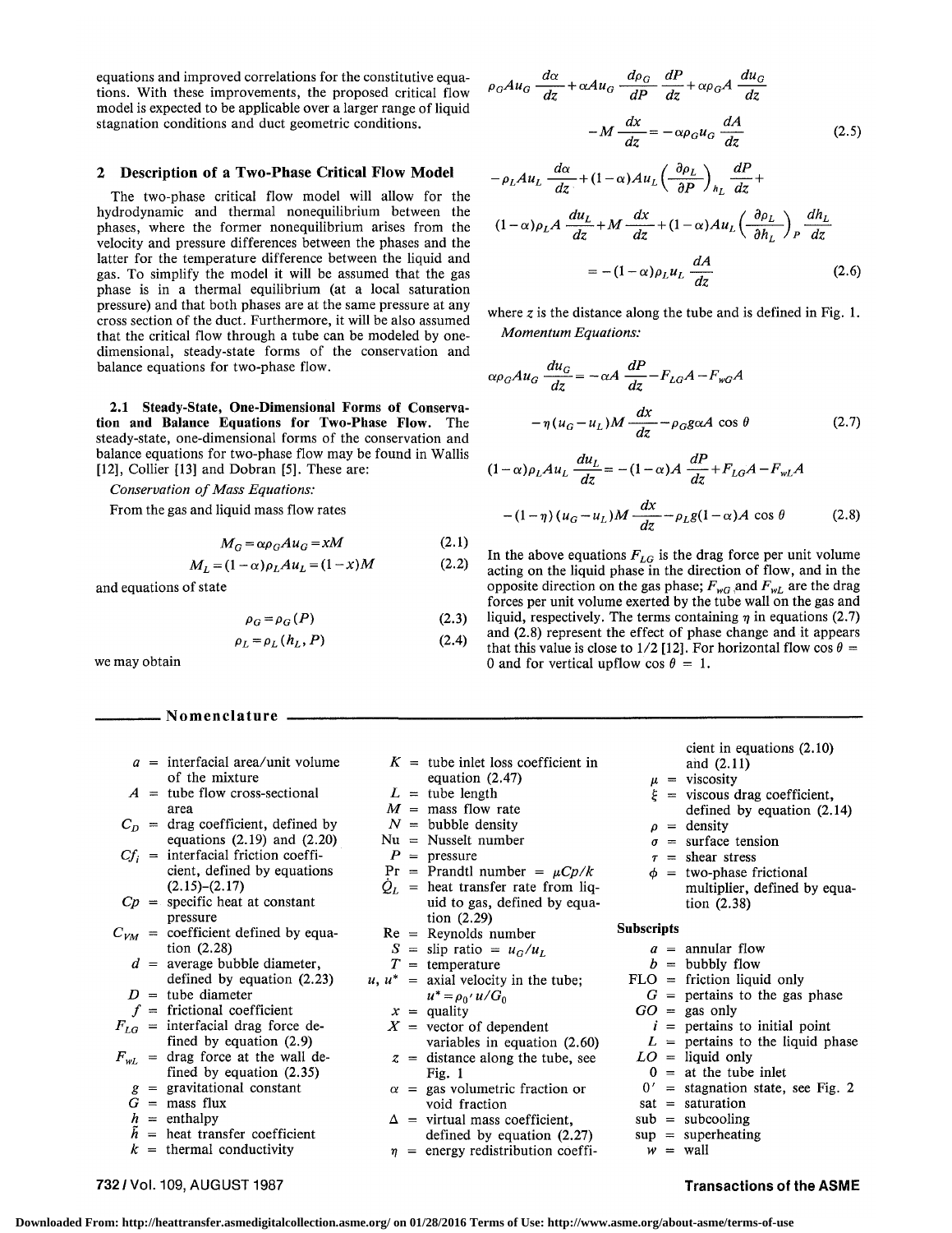equations and improved correlations for the constitutive equations. With these improvements, the proposed critical flow model is expected to be applicable over a larger range of liquid stagnation conditions and duct geometric conditions.

## 2 Description of a Two-Phase Critical Flow Model

The two-phase critical flow model will allow for the hydrodynamic and thermal nonequilibrium between the phases, where the former nonequilibrium arises from the velocity and pressure differences between the phases and the latter for the temperature difference between the liquid and gas. To simplify the model it will be assumed that the gas phase is in a thermal equilibrium (at a local saturation pressure) and that both phases are at the same pressure at any cross section of the duct. Furthermore, it will be also assumed that the critical flow through a tube can be modeled by one-dimensional, steady-state forms of the conservation and balance equations for two-phase flow.

**2.1 Steady-State, One-Dimensional Forms of Conservation and Balance Equations for Two-Phase Flow.** The steady-state, one-dimensional forms of the conservation and balance equations for two-phase flow may be found in Wallis [12], Collier [13] and Dobran [5]. These are:

*Conservation of Mass Equations:*

From the gas and liquid mass flow rates

$$M_G = \alpha \rho_G A u_G = xM \tag{2.1}$$

$$M_L = (1-\alpha)\rho_L A u_L = (1-x)M \tag{2.2}$$

and equations of state

$$\rho_G = \rho_G(P) \tag{2.3}$$

$$\rho_L = \rho_L(h_L, P) \tag{2.4}$$

we may obtain

$$\rho_G A u_G \frac{d\alpha}{dz} + \alpha A u_G \frac{d\rho_G}{dP}\frac{dP}{dz} + \alpha\rho_G A \frac{du_G}{dz} - M\frac{dx}{dz} = -\alpha\rho_G u_G \frac{dA}{dz} \tag{2.5}$$

$$-\rho_L A u_L \frac{d\alpha}{dz} + (1-\alpha)A u_L \left(\frac{\partial \rho_L}{\partial P}\right)_{h_L} \frac{dP}{dz} + (1-\alpha)\rho_L A \frac{du_L}{dz} + M\frac{dx}{dz} + (1-\alpha)A u_L \left(\frac{\partial \rho_L}{\partial h_L}\right)_P \frac{dh_L}{dz} = -(1-\alpha)\rho_L u_L \frac{dA}{dz} \tag{2.6}$$

where $z$ is the distance along the tube and is defined in Fig. 1.

*Momentum Equations:*

$$\alpha\rho_G A u_G \frac{du_G}{dz} = -\alpha A \frac{dP}{dz} - F_{LG}A - F_{wG}A - \eta(u_G - u_L)M\frac{dx}{dz} - \rho_G g \alpha A \cos\theta \tag{2.7}$$

$$(1-\alpha)\rho_L A u_L \frac{du_L}{dz} = -(1-\alpha)A\frac{dP}{dz} + F_{LG}A - F_{wL}A - (1-\eta)(u_G - u_L)M\frac{dx}{dz} - \rho_L g(1-\alpha)A\cos\theta \tag{2.8}$$

In the above equations $F_{LG}$ is the drag force per unit volume acting on the liquid phase in the direction of flow, and in the opposite direction on the gas phase; $F_{wG}$ and $F_{wL}$ are the drag forces per unit volume exerted by the tube wall on the gas and liquid, respectively. The terms containing $\eta$ in equations (2.7) and (2.8) represent the effect of phase change and it appears that this value is close to 1/2 [12]. For horizontal flow $\cos\theta = 0$ and for vertical upflow $\cos\theta = 1$.

## Nomenclature

- $a$ = interfacial area/unit volume of the mixture
- $A$ = tube flow cross-sectional area
- $C_D$ = drag coefficient, defined by equations (2.19) and (2.20)
- $Cf_i$ = interfacial friction coefficient, defined by equations (2.15)–(2.17)
- $Cp$ = specific heat at constant pressure
- $C_{VM}$ = coefficient defined by equation (2.28)
- $d$ = average bubble diameter, defined by equation (2.23)
- $D$ = tube diameter
- $f$ = frictional coefficient
- $F_{LG}$ = interfacial drag force defined by equation (2.9)
- $F_{wL}$ = drag force at the wall defined by equation (2.35)
- $g$ = gravitational constant
- $G$ = mass flux
- $h$ = enthalpy
- $\bar{h}$ = heat transfer coefficient
- $k$ = thermal conductivity
- $K$ = tube inlet loss coefficient in equation (2.47)
- $L$ = tube length
- $M$ = mass flow rate
- $N$ = bubble density
- Nu = Nusselt number
- $P$ = pressure
- Pr = Prandtl number = $\mu Cp/k$
- $\dot{Q}_L$ = heat transfer rate from liquid to gas, defined by equation (2.29)
- Re = Reynolds number
- $S$ = slip ratio = $u_G/u_L$
- $T$ = temperature
- $u$, $u^*$ = axial velocity in the tube; $u^* = \rho_{0'}u/G_0$
- $x$ = quality
- $X$ = vector of dependent variables in equation (2.60)
- $z$ = distance along the tube, see Fig. 1
- $\alpha$ = gas volumetric fraction or void fraction
- $\Delta$ = virtual mass coefficient, defined by equation (2.27)
- $\eta$ = energy redistribution coefficient in equations (2.10) and (2.11)
- $\mu$ = viscosity
- $\xi$ = viscous drag coefficient, defined by equation (2.14)
- $\rho$ = density
- $\sigma$ = surface tension
- $\tau$ = shear stress
- $\phi$ = two-phase frictional multiplier, defined by equation (2.38)

**Subscripts**

- $a$ = annular flow
- $b$ = bubbly flow
- FLO = friction liquid only
- $G$ = pertains to the gas phase
- $GO$ = gas only
- $i$ = pertains to initial point
- $L$ = pertains to the liquid phase
- $LO$ = liquid only
- 0 = at the tube inlet
- 0′ = stagnation state, see Fig. 2
- sat = saturation
- sub = subcooling
- sup = superheating
- $w$ = wall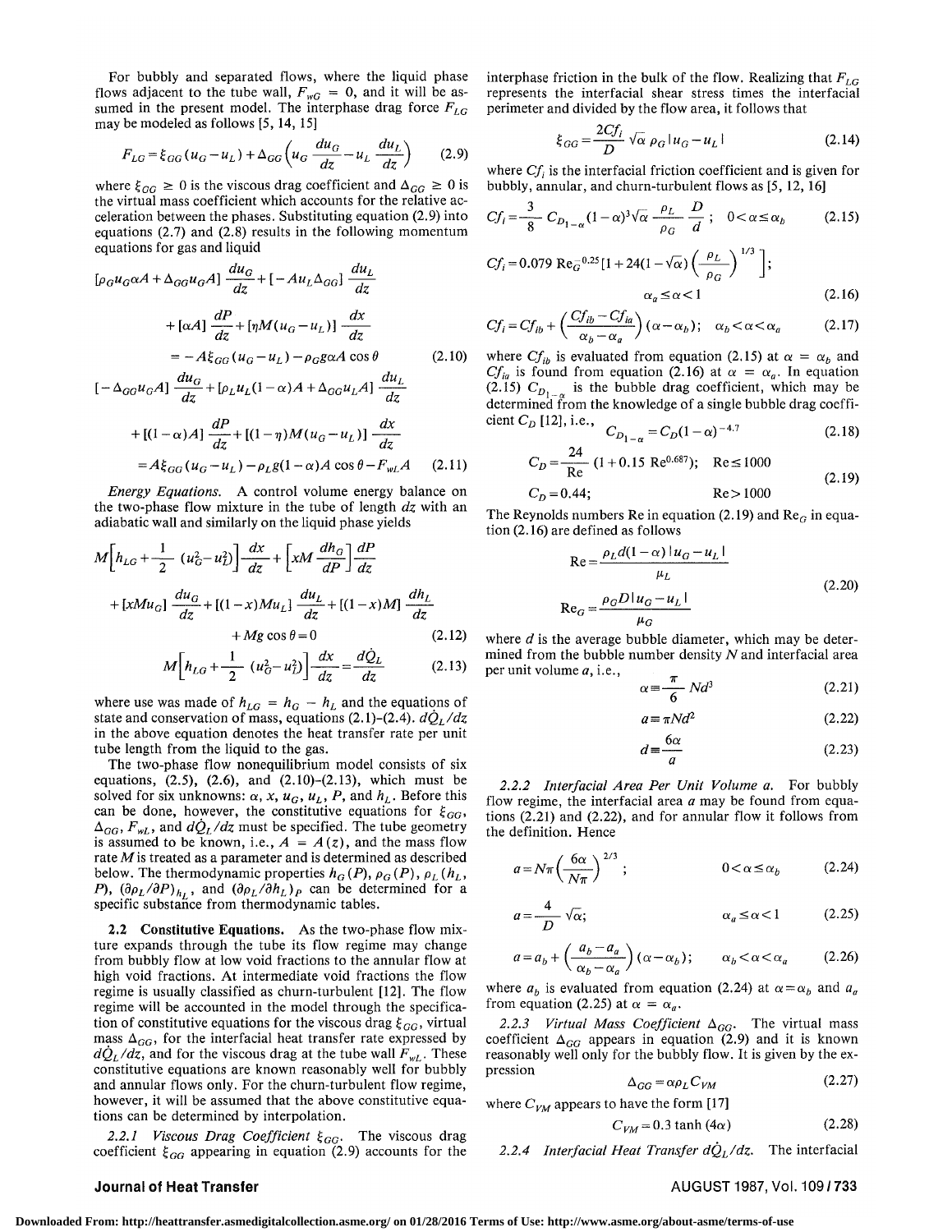For bubbly and separated flows, where the liquid phase flows adjacent to the tube wall, $F_{wG} = 0$, and it will be assumed in the present model. The interphase drag force $F_{LG}$ may be modeled as follows [5, 14, 15]

$$F_{LG} = \xi_{GG}(u_G - u_L) + \Delta_{GG}\left(u_G \frac{du_G}{dz} - u_L \frac{du_L}{dz}\right) \qquad (2.9)$$

where $\xi_{GG} \geq 0$ is the viscous drag coefficient and $\Delta_{GG} \geq 0$ is the virtual mass coefficient which accounts for the relative acceleration between the phases. Substituting equation (2.9) into equations (2.7) and (2.8) results in the following momentum equations for gas and liquid

$$[\rho_G u_G \alpha A + \Delta_{GG} u_G A] \frac{du_G}{dz} + [-A u_L \Delta_{GG}] \frac{du_L}{dz}$$
$$+ [\alpha A] \frac{dP}{dz} + [\eta M(u_G - u_L)] \frac{dx}{dz}$$
$$= -A\xi_{GG}(u_G - u_L) - \rho_G g \alpha A \cos\theta \qquad (2.10)$$

$$[-\Delta_{GG} u_G A] \frac{du_G}{dz} + [\rho_L u_L (1-\alpha) A + \Delta_{GG} u_L A] \frac{du_L}{dz}$$
$$+ [(1-\alpha)A] \frac{dP}{dz} + [(1-\eta) M(u_G - u_L)] \frac{dx}{dz}$$
$$= A\xi_{GG}(u_G - u_L) - \rho_L g (1-\alpha) A \cos\theta - F_{wL} A \qquad (2.11)$$

*Energy Equations.* A control volume energy balance on the two-phase flow mixture in the tube of length $dz$ with an adiabatic wall and similarly on the liquid phase yields

$$M\left[h_{LG} + \frac{1}{2}(u_G^2 - u_L^2)\right] \frac{dx}{dz} + \left[xM \frac{dh_G}{dP}\right] \frac{dP}{dz}$$
$$+ [xMu_G] \frac{du_G}{dz} + [(1-x)Mu_L] \frac{du_L}{dz} + [(1-x)M] \frac{dh_L}{dz}$$
$$+ Mg\cos\theta = 0 \qquad (2.12)$$

$$M\left[h_{LG} + \frac{1}{2}(u_G^2 - u_L^2)\right] \frac{dx}{dz} = \frac{d\dot{Q}_L}{dz} \qquad (2.13)$$

where use was made of $h_{LG} = h_G - h_L$ and the equations of state and conservation of mass, equations (2.1)–(2.4). $d\dot{Q}_L/dz$ in the above equation denotes the heat transfer rate per unit tube length from the liquid to the gas.

The two-phase flow nonequilibrium model consists of six equations, (2.5), (2.6), and (2.10)–(2.13), which must be solved for six unknowns: $\alpha$, $x$, $u_G$, $u_L$, $P$, and $h_L$. Before this can be done, however, the constitutive equations for $\xi_{GG}$, $\Delta_{GG}$, $F_{wL}$, and $d\dot{Q}_L/dz$ must be specified. The tube geometry is assumed to be known, i.e., $A = A(z)$, and the mass flow rate $M$ is treated as a parameter and is determined as described below. The thermodynamic properties $h_G(P)$, $\rho_G(P)$, $\rho_L(h_L, P)$, $(\partial\rho_L/\partial P)_{h_L}$, and $(\partial\rho_L/\partial h_L)_P$ can be determined for a specific substance from thermodynamic tables.

**2.2 Constitutive Equations.** As the two-phase flow mixture expands through the tube its flow regime may change from bubbly flow at low void fractions to the annular flow at high void fractions. At intermediate void fractions the flow regime is usually classified as churn-turbulent [12]. The flow regime will be accounted in the model through the specification of constitutive equations for the viscous drag $\xi_{GG}$, virtual mass $\Delta_{GG}$, for the interfacial heat transfer rate expressed by $d\dot{Q}_L/dz$, and for the viscous drag at the tube wall $F_{wL}$. These constitutive equations are known reasonably well for bubbly and annular flows only. For the churn-turbulent flow regime, however, it will be assumed that the above constitutive equations can be determined by interpolation.

*2.2.1 Viscous Drag Coefficient $\xi_{GG}$.* The viscous drag coefficient $\xi_{GG}$ appearing in equation (2.9) accounts for the interphase friction in the bulk of the flow. Realizing that $F_{LG}$ represents the interfacial shear stress times the interfacial perimeter and divided by the flow area, it follows that

$$\xi_{GG} = \frac{2Cf_i}{D}\sqrt{\alpha}\,\rho_G |u_G - u_L| \qquad (2.14)$$

where $Cf_i$ is the interfacial friction coefficient and is given for bubbly, annular, and churn-turbulent flows as [5, 12, 16]

$$Cf_i = \frac{3}{8} C_{D_{1-\alpha}} (1-\alpha)^3 \sqrt{\alpha}\, \frac{\rho_L}{\rho_G} \frac{D}{d}; \quad 0 < \alpha \leq \alpha_b \qquad (2.15)$$

$$Cf_i = 0.079\, \mathrm{Re}_G^{-0.25}\left[1 + 24(1-\sqrt{\alpha})\left(\frac{\rho_L}{\rho_G}\right)^{1/3}\right];$$
$$\alpha_a \leq \alpha < 1 \qquad (2.16)$$

$$Cf_i = Cf_{ib} + \left(\frac{Cf_{ib} - Cf_{ia}}{\alpha_b - \alpha_a}\right)(\alpha - \alpha_b); \quad \alpha_b < \alpha < \alpha_a \qquad (2.17)$$

where $Cf_{ib}$ is evaluated from equation (2.15) at $\alpha = \alpha_b$ and $Cf_{ia}$ is found from equation (2.16) at $\alpha = \alpha_a$. In equation (2.15) $C_{D_{1-\alpha}}$ is the bubble drag coefficient, which may be determined from the knowledge of a single bubble drag coefficient $C_D$ [12], i.e.,

$$C_{D_{1-\alpha}} = C_D(1-\alpha)^{-4.7} \qquad (2.18)$$

$$C_D = \frac{24}{\mathrm{Re}}(1 + 0.15\,\mathrm{Re}^{0.687}); \quad \mathrm{Re} \leq 1000$$
$$C_D = 0.44; \quad \mathrm{Re} > 1000 \qquad (2.19)$$

The Reynolds numbers Re in equation (2.19) and $\mathrm{Re}_G$ in equation (2.16) are defined as follows

$$\mathrm{Re} = \frac{\rho_L d(1-\alpha)|u_G - u_L|}{\mu_L}$$
$$\mathrm{Re}_G = \frac{\rho_G D |u_G - u_L|}{\mu_G} \qquad (2.20)$$

where $d$ is the average bubble diameter, which may be determined from the bubble number density $N$ and interfacial area per unit volume $a$, i.e.,

$$\alpha \equiv \frac{\pi}{6} N d^3 \qquad (2.21)$$

$$a \equiv \pi N d^2 \qquad (2.22)$$

$$d \equiv \frac{6\alpha}{a} \qquad (2.23)$$

*2.2.2 Interfacial Area Per Unit Volume $a$.* For bubbly flow regime, the interfacial area $a$ may be found from equations (2.21) and (2.22), and for annular flow it follows from the definition. Hence

$$a = N\pi\left(\frac{6\alpha}{N\pi}\right)^{2/3}; \quad 0 < \alpha \leq \alpha_b \qquad (2.24)$$

$$a = \frac{4}{D}\sqrt{\alpha}; \quad \alpha_a \leq \alpha < 1 \qquad (2.25)$$

$$a = a_b + \left(\frac{a_b - a_a}{\alpha_b - \alpha_a}\right)(\alpha - \alpha_b); \quad \alpha_b < \alpha < \alpha_a \qquad (2.26)$$

where $a_b$ is evaluated from equation (2.24) at $\alpha = \alpha_b$ and $a_a$ from equation (2.25) at $\alpha = \alpha_a$.

*2.2.3 Virtual Mass Coefficient $\Delta_{GG}$.* The virtual mass coefficient $\Delta_{GG}$ appears in equation (2.9) and it is known reasonably well only for the bubbly flow. It is given by the expression

$$\Delta_{GG} = \alpha \rho_L C_{VM} \qquad (2.27)$$

where $C_{VM}$ appears to have the form [17]

$$C_{VM} = 0.3\tanh(4\alpha) \qquad (2.28)$$

*2.2.4 Interfacial Heat Transfer $d\dot{Q}_L/dz$.* The interfacial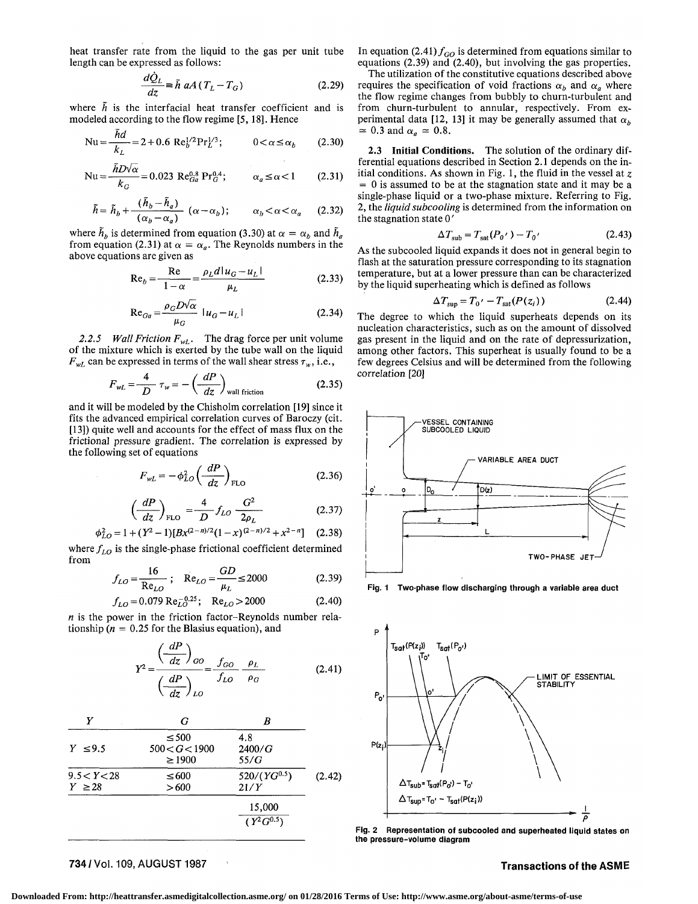heat transfer rate from the liquid to the gas per unit tube length can be expressed as follows:

$$\frac{d\dot{Q}_L}{dz} \cong \tilde{h}\, aA(T_L - T_G) \tag{2.29}$$

where $\tilde{h}$ is the interfacial heat transfer coefficient and is modeled according to the flow regime [5, 18]. Hence

$$\mathrm{Nu} = \frac{\tilde{h}d}{k_L} = 2 + 0.6\,\mathrm{Re}_b^{1/2}\mathrm{Pr}_L^{1/3}; \qquad 0 < \alpha \leq \alpha_b \tag{2.30}$$

$$\mathrm{Nu} = \frac{\tilde{h}D\sqrt{\alpha}}{k_G} = 0.023\,\mathrm{Re}_{Ga}^{0.8}\,\mathrm{Pr}_G^{0.4}; \qquad \alpha_a \leq \alpha < 1 \tag{2.31}$$

$$\tilde{h} = \tilde{h}_b + \frac{(\tilde{h}_b - \tilde{h}_a)}{(\alpha_b - \alpha_a)}(\alpha - \alpha_b); \qquad \alpha_b < \alpha < \alpha_a \tag{2.32}$$

where $\tilde{h}_b$ is determined from equation (3.30) at $\alpha = \alpha_b$ and $\tilde{h}_a$ from equation (2.31) at $\alpha = \alpha_a$. The Reynolds numbers in the above equations are given as

$$\mathrm{Re}_b = \frac{\mathrm{Re}}{1-\alpha} = \frac{\rho_L d\,|u_G - u_L|}{\mu_L} \tag{2.33}$$

$$\mathrm{Re}_{Ga} = \frac{\rho_G D\sqrt{\alpha}}{\mu_G}\,|u_G - u_L| \tag{2.34}$$

*2.2.5 Wall Friction $F_{wL}$.* The drag force per unit volume of the mixture which is exerted by the tube wall on the liquid $F_{wL}$ can be expressed in terms of the wall shear stress $\tau_w$, i.e.,

$$F_{wL} = \frac{4}{D}\tau_w = -\left(\frac{dP}{dz}\right)_{\text{wall friction}} \tag{2.35}$$

and it will be modeled by the Chisholm correlation [19] since it fits the advanced empirical correlation curves of Baroczy (cit. [13]) quite well and accounts for the effect of mass flux on the frictional pressure gradient. The correlation is expressed by the following set of equations

$$F_{wL} = -\phi_{LO}^2\left(\frac{dP}{dz}\right)_{\mathrm{FLO}} \tag{2.36}$$

$$\left(\frac{dP}{dz}\right)_{\mathrm{FLO}} = \frac{4}{D}f_{LO}\frac{G^2}{2\rho_L} \tag{2.37}$$

$$\phi_{LO}^2 = 1 + (Y^2 - 1)[Bx^{(2-n)/2}(1-x)^{(2-n)/2} + x^{2-n}] \tag{2.38}$$

where $f_{LO}$ is the single-phase frictional coefficient determined from

$$f_{LO} = \frac{16}{\mathrm{Re}_{LO}}; \quad \mathrm{Re}_{LO} = \frac{GD}{\mu_L} \leq 2000 \tag{2.39}$$

$$f_{LO} = 0.079\,\mathrm{Re}_{LO}^{-0.25}; \quad \mathrm{Re}_{LO} > 2000 \tag{2.40}$$

$n$ is the power in the friction factor–Reynolds number relationship ($n = 0.25$ for the Blasius equation), and

$$Y^2 = \frac{\left(\frac{dP}{dz}\right)_{GO}}{\left(\frac{dP}{dz}\right)_{LO}} = \frac{f_{GO}}{f_{LO}}\frac{\rho_L}{\rho_G} \tag{2.41}$$

| $Y$ | $G$ | $B$ |
|---|---|---|
| | $\leq 500$ | 4.8 |
| $Y \leq 9.5$ | $500 < G < 1900$ | $2400/G$ |
| | $\geq 1900$ | $55/G$ |
| $9.5 < Y < 28$ | $\leq 600$ | $520/(YG^{0.5})$ |
| $Y \geq 28$ | $> 600$ | $21/Y$ |
| | | $\dfrac{15{,}000}{(Y^2G^{0.5})}$ |

(2.42)

In equation (2.41) $f_{GO}$ is determined from equations similar to equations (2.39) and (2.40), but involving the gas properties.

The utilization of the constitutive equations described above requires the specification of void fractions $\alpha_b$ and $\alpha_a$ where the flow regime changes from bubbly to churn-turbulent and from churn-turbulent to annular, respectively. From experimental data [12, 13] it may be generally assumed that $\alpha_b \simeq 0.3$ and $\alpha_a \simeq 0.8$.

**2.3 Initial Conditions.** The solution of the ordinary differential equations described in Section 2.1 depends on the initial conditions. As shown in Fig. 1, the fluid in the vessel at $z = 0$ is assumed to be at the stagnation state and it may be a single-phase liquid or a two-phase mixture. Referring to Fig. 2, the *liquid subcooling* is determined from the information on the stagnation state $0'$

$$\Delta T_{\mathrm{sub}} = T_{\mathrm{sat}}(P_{0'}) - T_{0'} \tag{2.43}$$

As the subcooled liquid expands it does not in general begin to flash at the saturation pressure corresponding to its stagnation temperature, but at a lower pressure than can be characterized by the liquid superheating which is defined as follows

$$\Delta T_{\mathrm{sup}} = T_{0'} - T_{\mathrm{sat}}(P(z_i)) \tag{2.44}$$

The degree to which the liquid superheats depends on its nucleation characteristics, such as on the amount of dissolved gas present in the liquid and on the rate of depressurization, among other factors. This superheat is usually found to be a few degrees Celsius and will be determined from the following correlation [20]

Fig. 1 Two-phase flow discharging through a variable area duct

Fig. 2 Representation of subcooled and superheated liquid states on the pressure-volume diagram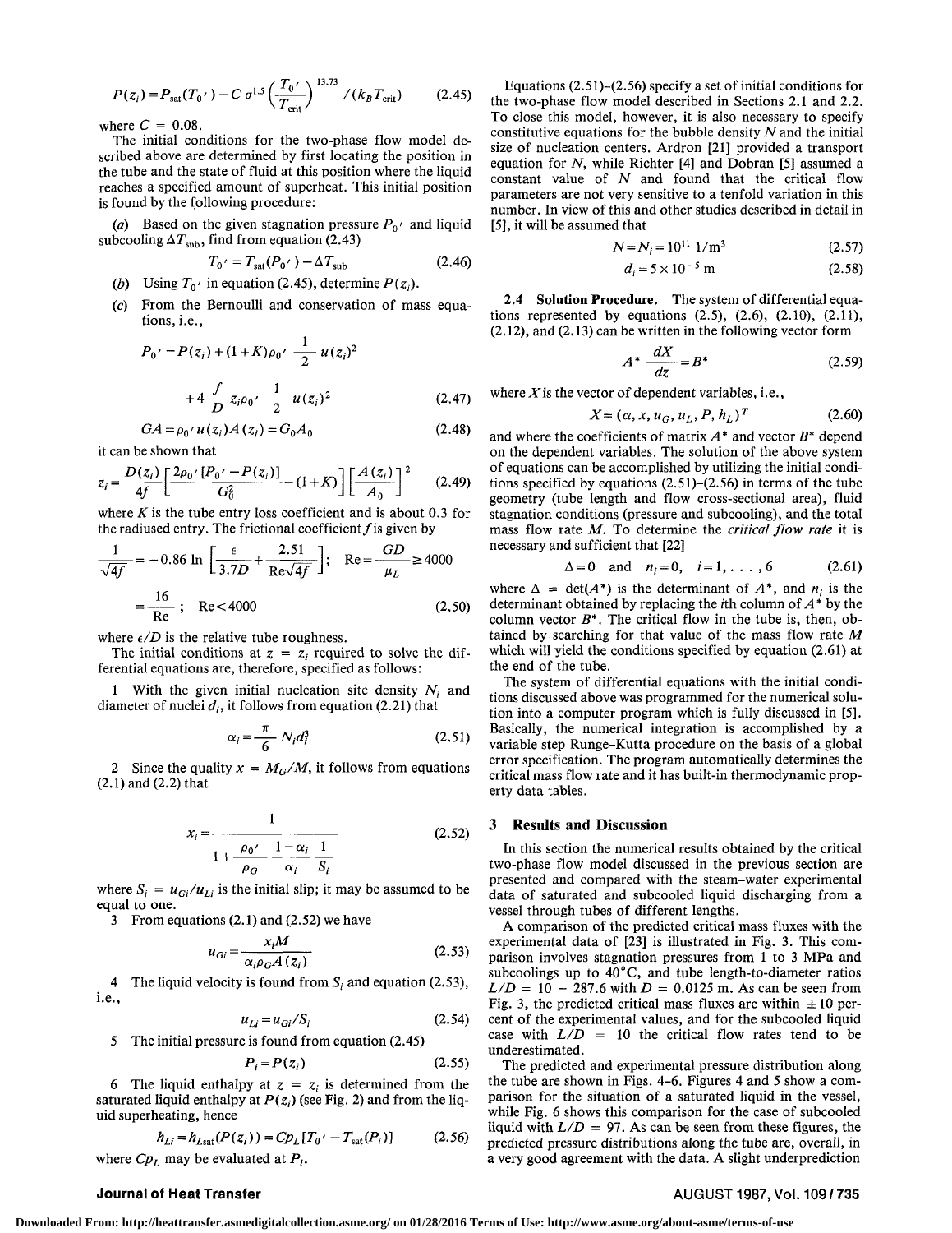$$P(z_i) = P_{\rm sat}(T_0{}') - C\,\sigma^{1.5}\left(\frac{T_0{}'}{T_{\rm crit}}\right)^{13.73} / (k_B T_{\rm crit}) \tag{2.45}$$

where $C = 0.08$.

The initial conditions for the two-phase flow model described above are determined by first locating the position in the tube and the state of fluid at this position where the liquid reaches a specified amount of superheat. This initial position is found by the following procedure:

(*a*) Based on the given stagnation pressure $P_0{}'$ and liquid subcooling $\Delta T_{\rm sub}$, find from equation (2.43)

$$T_0{}' = T_{\rm sat}(P_0{}') - \Delta T_{\rm sub} \tag{2.46}$$

(*b*) Using $T_0{}'$ in equation (2.45), determine $P(z_i)$.

(*c*) From the Bernoulli and conservation of mass equations, i.e.,

$$P_0{}' = P(z_i) + (1+K)\rho_0{}'\,\frac{1}{2}\,u(z_i)^2 + 4\,\frac{f}{D}\,z_i\rho_0{}'\,\frac{1}{2}\,u(z_i)^2 \tag{2.47}$$

$$GA = \rho_0{}' u(z_i) A(z_i) = G_0 A_0 \tag{2.48}$$

it can be shown that

$$z_i = \frac{D(z_i)}{4f}\left[\frac{2\rho_0{}'[P_0{}' - P(z_i)]}{G_0^2} - (1+K)\right]\left[\frac{A(z_i)}{A_0}\right]^2 \tag{2.49}$$

where $K$ is the tube entry loss coefficient and is about 0.3 for the radiused entry. The frictional coefficient $f$ is given by

$$\frac{1}{\sqrt{4f}} = -0.86\,\ln\left[\frac{\epsilon}{3.7D} + \frac{2.51}{{\rm Re}\sqrt{4f}}\right];\quad {\rm Re} = \frac{GD}{\mu_L} \geq 4000$$

$$= \frac{16}{\rm Re};\quad {\rm Re} < 4000 \tag{2.50}$$

where $\epsilon/D$ is the relative tube roughness.

The initial conditions at $z = z_i$ required to solve the differential equations are, therefore, specified as follows:

1 With the given initial nucleation site density $N_i$ and diameter of nuclei $d_i$, it follows from equation (2.21) that

$$\alpha_i = \frac{\pi}{6}\,N_i d_i^3 \tag{2.51}$$

2 Since the quality $x = M_G/M$, it follows from equations (2.1) and (2.2) that

$$x_i = \frac{1}{1 + \dfrac{\rho_0{}'}{\rho_G}\,\dfrac{1-\alpha_i}{\alpha_i}\,\dfrac{1}{S_i}} \tag{2.52}$$

where $S_i = u_{Gi}/u_{Li}$ is the initial slip; it may be assumed to be equal to one.

3 From equations (2.1) and (2.52) we have

$$u_{Gi} = \frac{x_i M}{\alpha_i \rho_G A(z_i)} \tag{2.53}$$

4 The liquid velocity is found from $S_i$ and equation (2.53), i.e.,

$$u_{Li} = u_{Gi}/S_i \tag{2.54}$$

5 The initial pressure is found from equation (2.45)

$$P_i = P(z_i) \tag{2.55}$$

6 The liquid enthalpy at $z = z_i$ is determined from the saturated liquid enthalpy at $P(z_i)$ (see Fig. 2) and from the liquid superheating, hence

$$h_{Li} = h_{L\rm sat}(P(z_i)) = Cp_L[T_0{}' - T_{\rm sat}(P_i)] \tag{2.56}$$

where $Cp_L$ may be evaluated at $P_i$.

Equations (2.51)–(2.56) specify a set of initial conditions for the two-phase flow model described in Sections 2.1 and 2.2. To close this model, however, it is also necessary to specify constitutive equations for the bubble density $N$ and the initial size of nucleation centers. Ardron [21] provided a transport equation for $N$, while Richter [4] and Dobran [5] assumed a constant value of $N$ and found that the critical flow parameters are not very sensitive to a tenfold variation in this number. In view of this and other studies described in detail in [5], it will be assumed that

$$N = N_i = 10^{11}\ 1/{\rm m}^3 \tag{2.57}$$

$$d_i = 5\times10^{-5}\ {\rm m} \tag{2.58}$$

**2.4 Solution Procedure.** The system of differential equations represented by equations (2.5), (2.6), (2.10), (2.11), (2.12), and (2.13) can be written in the following vector form

$$A^*\,\frac{dX}{dz} = B^* \tag{2.59}$$

where $X$ is the vector of dependent variables, i.e.,

$$X = (\alpha, x, u_G, u_L, P, h_L)^T \tag{2.60}$$

and where the coefficients of matrix $A^*$ and vector $B^*$ depend on the dependent variables. The solution of the above system of equations can be accomplished by utilizing the initial conditions specified by equations (2.51)–(2.56) in terms of the tube geometry (tube length and flow cross-sectional area), fluid stagnation conditions (pressure and subcooling), and the total mass flow rate $M$. To determine the *critical flow rate* it is necessary and sufficient that [22]

$$\Delta = 0 \quad\text{and}\quad n_i = 0,\quad i = 1, \ldots, 6 \tag{2.61}$$

where $\Delta = \det(A^*)$ is the determinant of $A^*$, and $n_i$ is the determinant obtained by replacing the $i$th column of $A^*$ by the column vector $B^*$. The critical flow in the tube is, then, obtained by searching for that value of the mass flow rate $M$ which will yield the conditions specified by equation (2.61) at the end of the tube.

The system of differential equations with the initial conditions discussed above was programmed for the numerical solution into a computer program which is fully discussed in [5]. Basically, the numerical integration is accomplished by a variable step Runge-Kutta procedure on the basis of a global error specification. The program automatically determines the critical mass flow rate and it has built-in thermodynamic property data tables.

## 3 Results and Discussion

In this section the numerical results obtained by the critical two-phase flow model discussed in the previous section are presented and compared with the steam-water experimental data of saturated and subcooled liquid discharging from a vessel through tubes of different lengths.

A comparison of the predicted critical mass fluxes with the experimental data of [23] is illustrated in Fig. 3. This comparison involves stagnation pressures from 1 to 3 MPa and subcoolings up to 40°C, and tube length-to-diameter ratios $L/D = 10 - 287.6$ with $D = 0.0125$ m. As can be seen from Fig. 3, the predicted critical mass fluxes are within ±10 percent of the experimental values, and for the subcooled liquid case with $L/D = 10$ the critical flow rates tend to be underestimated.

The predicted and experimental pressure distribution along the tube are shown in Figs. 4–6. Figures 4 and 5 show a comparison for the situation of a saturated liquid in the vessel, while Fig. 6 shows this comparison for the case of subcooled liquid with $L/D = 97$. As can be seen from these figures, the predicted pressure distributions along the tube are, overall, in a very good agreement with the data. A slight underprediction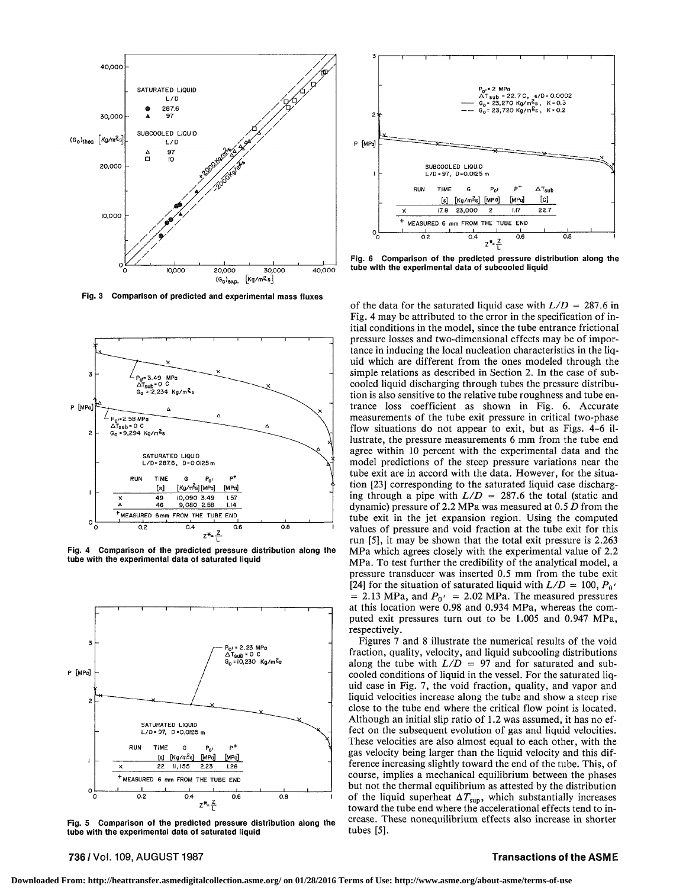Fig. 3 Comparison of predicted and experimental mass fluxes

Fig. 4 Comparison of the predicted pressure distribution along the tube with the experimental data of saturated liquid

Fig. 5 Comparison of the predicted pressure distribution along the tube with the experimental data of saturated liquid

Fig. 6 Comparison of the predicted pressure distribution along the tube with the experimental data of subcooled liquid

of the data for the saturated liquid case with $L/D = 287.6$ in Fig. 4 may be attributed to the error in the specification of initial conditions in the model, since the tube entrance frictional pressure losses and two-dimensional effects may be of importance in inducing the local nucleation characteristics in the liquid which are different from the ones modeled through the simple relations as described in Section 2. In the case of subcooled liquid discharging through tubes the pressure distribution is also sensitive to the relative tube roughness and tube entrance loss coefficient as shown in Fig. 6. Accurate measurements of the tube exit pressure in critical two-phase flow situations do not appear to exit, but as Figs. 4–6 illustrate, the pressure measurements 6 mm from the tube end agree within 10 percent with the experimental data and the model predictions of the steep pressure variations near the tube exit are in accord with the data. However, for the situation [23] corresponding to the saturated liquid case discharging through a pipe with $L/D = 287.6$ the total (static and dynamic) pressure of 2.2 MPa was measured at 0.5 $D$ from the tube exit in the jet expansion region. Using the computed values of pressure and void fraction at the tube exit for this run [5], it may be shown that the total exit pressure is 2.263 MPa which agrees closely with the experimental value of 2.2 MPa. To test further the credibility of the analytical model, a pressure transducer was inserted 0.5 mm from the tube exit [24] for the situation of saturated liquid with $L/D = 100$, $P_{0'} = 2.13$ MPa, and $P_{0'} = 2.02$ MPa. The measured pressures at this location were 0.98 and 0.934 MPa, whereas the computed exit pressures turn out to be 1.005 and 0.947 MPa, respectively.

Figures 7 and 8 illustrate the numerical results of the void fraction, quality, velocity, and liquid subcooling distributions along the tube with $L/D = 97$ and for saturated and subcooled conditions of liquid in the vessel. For the saturated liquid case in Fig. 7, the void fraction, quality, and vapor and liquid velocities increase along the tube and show a steep rise close to the tube end where the critical flow point is located. Although an initial slip ratio of 1.2 was assumed, it has no effect on the subsequent evolution of gas and liquid velocities. These velocities are also almost equal to each other, with the gas velocity being larger than the liquid velocity and this difference increasing slightly toward the end of the tube. This, of course, implies a mechanical equilibrium between the phases but not the thermal equilibrium as attested by the distribution of the liquid superheat $\Delta T_{sup}$, which substantially increases toward the tube end where the accelerational effects tend to increase. These nonequilibrium effects also increase in shorter tubes [5].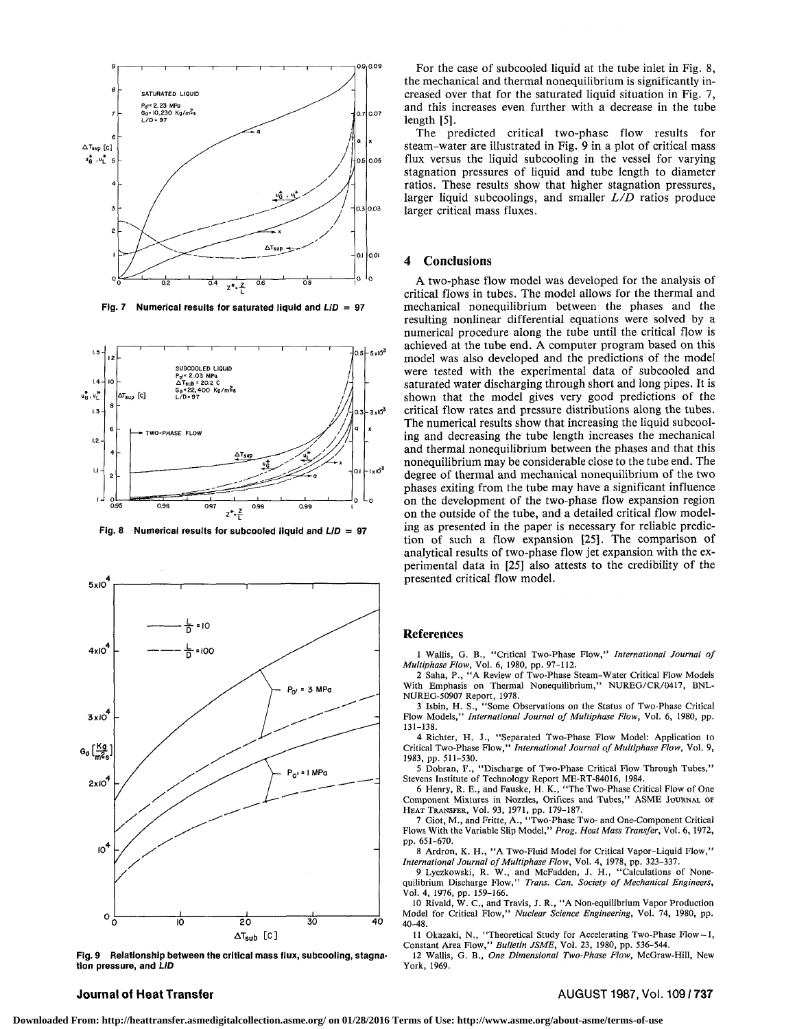Fig. 7 Numerical results for saturated liquid and $L/D = 97$

Fig. 8 Numerical results for subcooled liquid and $L/D = 97$

Fig. 9 Relationship between the critical mass flux, subcooling, stagnation pressure, and $L/D$

For the case of subcooled liquid at the tube inlet in Fig. 8, the mechanical and thermal nonequilibrium is significantly increased over that for the saturated liquid situation in Fig. 7, and this increases even further with a decrease in the tube length [5].

The predicted critical two-phase flow results for steam-water are illustrated in Fig. 9 in a plot of critical mass flux versus the liquid subcooling in the vessel for varying stagnation pressures of liquid and tube length to diameter ratios. These results show that higher stagnation pressures, larger liquid subcoolings, and smaller $L/D$ ratios produce larger critical mass fluxes.

## 4 Conclusions

A two-phase flow model was developed for the analysis of critical flows in tubes. The model allows for the thermal and mechanical nonequilibrium between the phases and the resulting nonlinear differential equations were solved by a numerical procedure along the tube until the critical flow is achieved at the tube end. A computer program based on this model was also developed and the predictions of the model were tested with the experimental data of subcooled and saturated water discharging through short and long pipes. It is shown that the model gives very good predictions of the critical flow rates and pressure distributions along the tubes. The numerical results show that increasing the liquid subcooling and decreasing the tube length increases the mechanical and thermal nonequilibrium between the phases and that this nonequilibrium may be considerable close to the tube end. The degree of thermal and mechanical nonequilibrium of the two phases exiting from the tube may have a significant influence on the development of the two-phase flow expansion region on the outside of the tube, and a detailed critical flow modeling as presented in the paper is necessary for reliable prediction of such a flow expansion [25]. The comparison of analytical results of two-phase flow jet expansion with the experimental data in [25] also attests to the credibility of the presented critical flow model.

## References

1 Wallis, G. B., "Critical Two-Phase Flow," *International Journal of Multiphase Flow*, Vol. 6, 1980, pp. 97–112.

2 Saha, P., "A Review of Two-Phase Steam-Water Critical Flow Models With Emphasis on Thermal Nonequilibrium," NUREG/CR/0417, BNL-NUREG-50907 Report, 1978.

3 Isbin, H. S., "Some Observations on the Status of Two-Phase Critical Flow Models," *International Journal of Multiphase Flow*, Vol. 6, 1980, pp. 131–138.

4 Richter, H. J., "Separated Two-Phase Flow Model: Application to Critical Two-Phase Flow," *International Journal of Multiphase Flow*, Vol. 9, 1983, pp. 511–530.

5 Dobran, F., "Discharge of Two-Phase Critical Flow Through Tubes," Stevens Institute of Technology Report ME-RT-84016, 1984.

6 Henry, R. E., and Fauske, H. K., "The Two-Phase Critical Flow of One Component Mixtures in Nozzles, Orifices and Tubes," ASME JOURNAL OF HEAT TRANSFER, Vol. 93, 1971, pp. 179–187.

7 Giot, M., and Fritte, A., "Two-Phase Two- and One-Component Critical Flows With the Variable Slip Model," *Prog. Heat Mass Transfer*, Vol. 6, 1972, pp. 651–670.

8 Ardron, K. H., "A Two-Fluid Model for Critical Vapor-Liquid Flow," *International Journal of Multiphase Flow*, Vol. 4, 1978, pp. 323–337.

9 Lyczkowski, R. W., and McFadden, J. H., "Calculations of Nonequilibrium Discharge Flow," *Trans. Can. Society of Mechanical Engineers*, Vol. 4, 1976, pp. 159–166.

10 Rivald, W. C., and Travis, J. R., "A Non-equilibrium Vapor Production Model for Critical Flow," *Nuclear Science Engineering*, Vol. 74, 1980, pp. 40–48.

11 Okazaki, N., "Theoretical Study for Accelerating Two-Phase Flow—I, Constant Area Flow," *Bulletin JSME*, Vol. 23, 1980, pp. 536–544.

12 Wallis, G. B., *One Dimensional Two-Phase Flow*, McGraw-Hill, New York, 1969.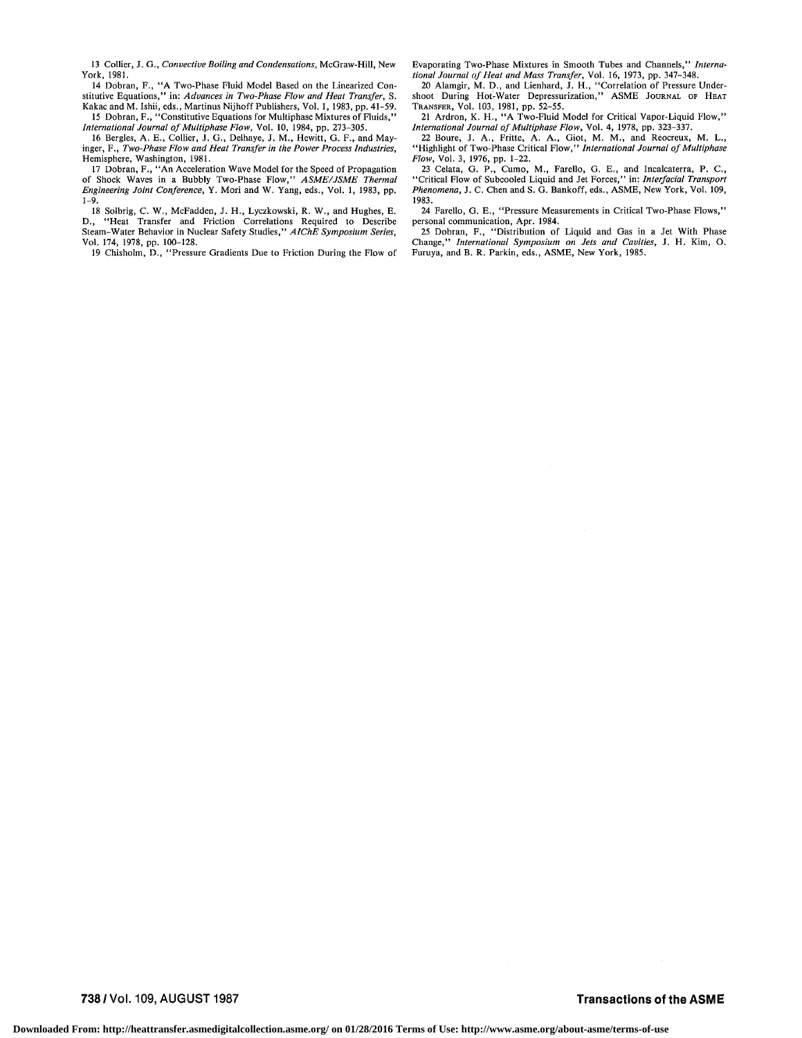13 Collier, J. G., *Convective Boiling and Condensations*, McGraw-Hill, New York, 1981.

14 Dobran, F., "A Two-Phase Fluid Model Based on the Linearized Constitutive Equations," in: *Advances in Two-Phase Flow and Heat Transfer*, S. Kakac and M. Ishii, eds., Martinus Nijhoff Publishers, Vol. 1, 1983, pp. 41–59.

15 Dobran, F., "Constitutive Equations for Multiphase Mixtures of Fluids," *International Journal of Multiphase Flow*, Vol. 10, 1984, pp. 273–305.

16 Bergles, A. E., Collier, J. G., Delhaye, J. M., Hewitt, G. F., and Mayinger, F., *Two-Phase Flow and Heat Transfer in the Power Process Industries*, Hemisphere, Washington, 1981.

17 Dobran, F., "An Acceleration Wave Model for the Speed of Propagation of Shock Waves in a Bubbly Two-Phase Flow," *ASME/JSME Thermal Engineering Joint Conference*, Y. Mori and W. Yang, eds., Vol. 1, 1983, pp. 1–9.

18 Solbrig, C. W., McFadden, J. H., Lyczkowski, R. W., and Hughes, E. D., "Heat Transfer and Friction Correlations Required to Describe Steam–Water Behavior in Nuclear Safety Studies," *AIChE Symposium Series*, Vol. 174, 1978, pp. 100–128.

19 Chisholm, D., "Pressure Gradients Due to Friction During the Flow of Evaporating Two-Phase Mixtures in Smooth Tubes and Channels," *International Journal of Heat and Mass Transfer*, Vol. 16, 1973, pp. 347–348.

20 Alamgir, M. D., and Lienhard, J. H., "Correlation of Pressure Undershoot During Hot-Water Depressurization," ASME JOURNAL OF HEAT TRANSFER, Vol. 103, 1981, pp. 52–55.

21 Ardron, K. H., "A Two-Fluid Model for Critical Vapor-Liquid Flow," *International Journal of Multiphase Flow*, Vol. 4, 1978, pp. 323–337.

22 Boure, J. A., Fritte, A. A., Giot, M. M., and Reocreux, M. L., "Highlight of Two-Phase Critical Flow," *International Journal of Multiphase Flow*, Vol. 3, 1976, pp. 1–22.

23 Celata, G. P., Cumo, M., Farello, G. E., and Incalcaterra, P. C., "Critical Flow of Subcooled Liquid and Jet Forces," in: *Interfacial Transport Phenomena*, J. C. Chen and S. G. Bankoff, eds., ASME, New York, Vol. 109, 1983.

24 Farello, G. E., "Pressure Measurements in Critical Two-Phase Flows," personal communication, Apr. 1984.

25 Dobran, F., "Distribution of Liquid and Gas in a Jet With Phase Change," *International Symposium on Jets and Cavities*, J. H. Kim, O. Furuya, and B. R. Parkin, eds., ASME, New York, 1985.